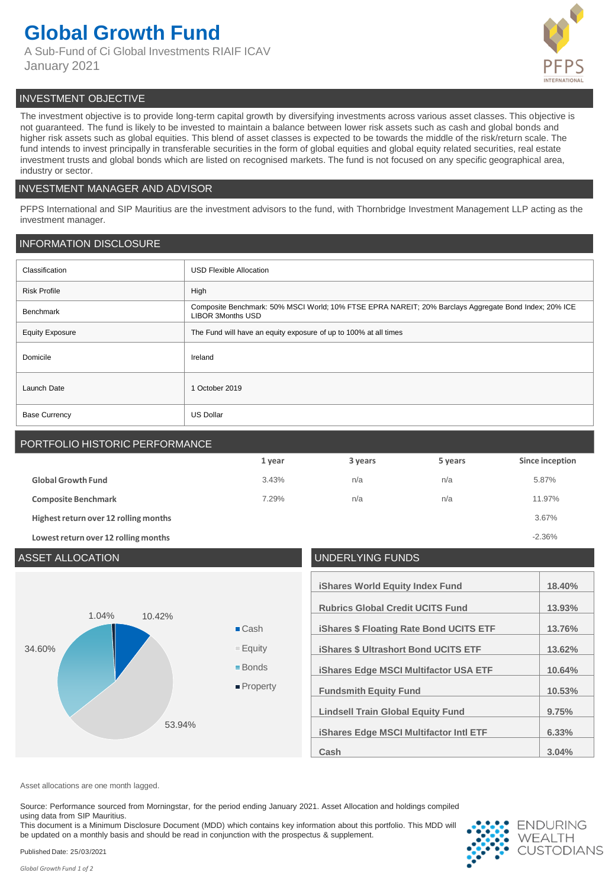# Global Growth Fund

A Sub-Fund of Ci Global Investments RIAIF ICAV
January 2021

## INVESTMENT OBJECTIVE

The investment objective is to provide long-term capital growth by diversifying investments across various asset classes. This objective is not guaranteed. The fund is likely to be invested to maintain a balance between lower risk assets such as cash and global bonds and higher risk assets such as global equities. This blend of asset classes is expected to be towards the middle of the risk/return scale. The fund intends to invest principally in transferable securities in the form of global equities and global equity related securities, real estate investment trusts and global bonds which are listed on recognised markets. The fund is not focused on any specific geographical area, industry or sector.

## INVESTMENT MANAGER AND ADVISOR

PFPS International and SIP Mauritius are the investment advisors to the fund, with Thornbridge Investment Management LLP acting as the investment manager.

## INFORMATION DISCLOSURE

| | |
|---|---|
| Classification | USD Flexible Allocation |
| Risk Profile | High |
| Benchmark | Composite Benchmark: 50% MSCI World; 10% FTSE EPRA NAREIT; 20% Barclays Aggregate Bond Index; 20% ICE LIBOR 3Months USD |
| Equity Exposure | The Fund will have an equity exposure of up to 100% at all times |
| Domicile | Ireland |
| Launch Date | 1 October 2019 |
| Base Currency | US Dollar |

## PORTFOLIO HISTORIC PERFORMANCE

| | 1 year | 3 years | 5 years | Since inception |
|---|---|---|---|---|
| **Global Growth Fund** | 3.43% | n/a | n/a | 5.87% |
| **Composite Benchmark** | 7.29% | n/a | n/a | 11.97% |
| **Highest return over 12 rolling months** | | | | 3.67% |
| **Lowest return over 12 rolling months** | | | | -2.36% |

## ASSET ALLOCATION

| Asset | Allocation |
|---|---|
| Cash | 10.42% |
| Equity | 53.94% |
| Bonds | 34.60% |
| Property | 1.04% |

## UNDERLYING FUNDS

| Fund | Weight |
|---|---|
| iShares World Equity Index Fund | 18.40% |
| Rubrics Global Credit UCITS Fund | 13.93% |
| iShares $ Floating Rate Bond UCITS ETF | 13.76% |
| iShares $ Ultrashort Bond UCITS ETF | 13.62% |
| iShares Edge MSCI Multifactor USA ETF | 10.64% |
| Fundsmith Equity Fund | 10.53% |
| Lindsell Train Global Equity Fund | 9.75% |
| iShares Edge MSCI Multifactor Intl ETF | 6.33% |
| Cash | 3.04% |

Asset allocations are one month lagged.

Source: Performance sourced from Morningstar, for the period ending January 2021. Asset Allocation and holdings compiled using data from SIP Mauritius.

This document is a Minimum Disclosure Document (MDD) which contains key information about this portfolio. This MDD will be updated on a monthly basis and should be read in conjunction with the prospectus & supplement.

Published Date: 25/03/2021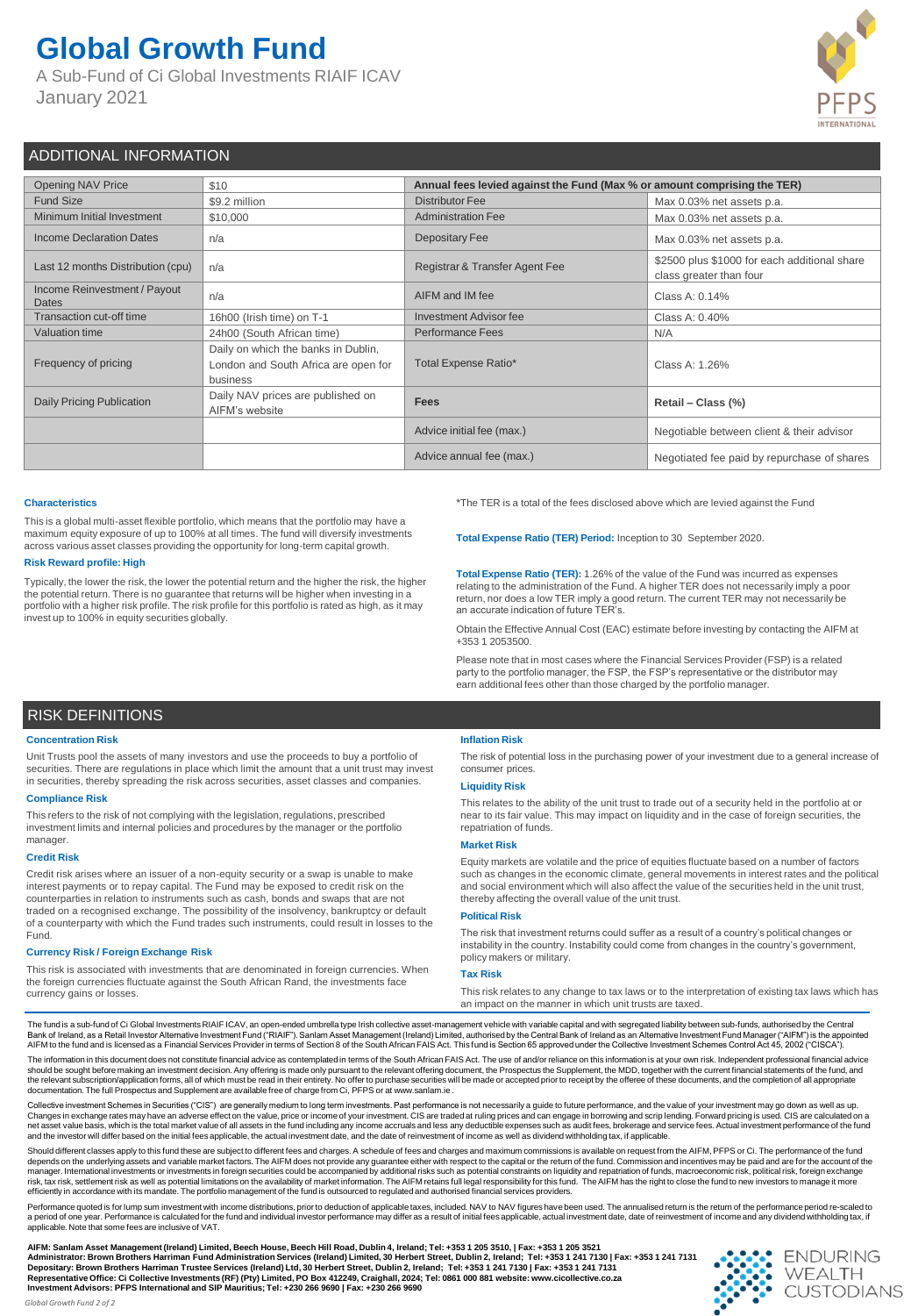# Global Growth Fund

A Sub-Fund of Ci Global Investments RIAIF ICAV
January 2021

## ADDITIONAL INFORMATION

| | | Annual fees levied against the Fund (Max % or amount comprising the TER) | |
|---|---|---|---|
| Opening NAV Price | $10 | | |
| Fund Size | $9.2 million | Distributor Fee | Max 0.03% net assets p.a. |
| Minimum Initial Investment | $10,000 | Administration Fee | Max 0.03% net assets p.a. |
| Income Declaration Dates | n/a | Depositary Fee | Max 0.03% net assets p.a. |
| Last 12 months Distribution (cpu) | n/a | Registrar & Transfer Agent Fee | $2500 plus $1000 for each additional share class greater than four |
| Income Reinvestment / Payout Dates | n/a | AIFM and IM fee | Class A: 0.14% |
| Transaction cut-off time | 16h00 (Irish time) on T-1 | Investment Advisor fee | Class A: 0.40% |
| Valuation time | 24h00 (South African time) | Performance Fees | N/A |
| Frequency of pricing | Daily on which the banks in Dublin, London and South Africa are open for business | Total Expense Ratio* | Class A: 1.26% |
| Daily Pricing Publication | Daily NAV prices are published on AIFM's website | **Fees** | **Retail – Class (%)** |
| | | Advice initial fee (max.) | Negotiable between client & their advisor |
| | | Advice annual fee (max.) | Negotiated fee paid by repurchase of shares |

### Characteristics

This is a global multi-asset flexible portfolio, which means that the portfolio may have a maximum equity exposure of up to 100% at all times. The fund will diversify investments across various asset classes providing the opportunity for long-term capital growth.

### Risk Reward profile: High

Typically, the lower the risk, the lower the potential return and the higher the risk, the higher the potential return. There is no guarantee that returns will be higher when investing in a portfolio with a higher risk profile. The risk profile for this portfolio is rated as high, as it may invest up to 100% in equity securities globally.

*The TER is a total of the fees disclosed above which are levied against the Fund

**Total Expense Ratio (TER) Period:** Inception to 30 September 2020.

**Total Expense Ratio (TER):** 1.26% of the value of the Fund was incurred as expenses relating to the administration of the Fund. A higher TER does not necessarily imply a poor return, nor does a low TER imply a good return. The current TER may not necessarily be an accurate indication of future TER's.

Obtain the Effective Annual Cost (EAC) estimate before investing by contacting the AIFM at +353 1 2053500.

Please note that in most cases where the Financial Services Provider (FSP) is a related party to the portfolio manager, the FSP, the FSP's representative or the distributor may earn additional fees other than those charged by the portfolio manager.

## RISK DEFINITIONS

### Concentration Risk

Unit Trusts pool the assets of many investors and use the proceeds to buy a portfolio of securities. There are regulations in place which limit the amount that a unit trust may invest in securities, thereby spreading the risk across securities, asset classes and companies.

### Compliance Risk

This refers to the risk of not complying with the legislation, regulations, prescribed investment limits and internal policies and procedures by the manager or the portfolio manager.

### Credit Risk

Credit risk arises where an issuer of a non-equity security or a swap is unable to make interest payments or to repay capital. The Fund may be exposed to credit risk on the counterparties in relation to instruments such as cash, bonds and swaps that are not traded on a recognised exchange. The possibility of the insolvency, bankruptcy or default of a counterparty with which the Fund trades such instruments, could result in losses to the Fund.

### Currency Risk / Foreign Exchange Risk

This risk is associated with investments that are denominated in foreign currencies. When the foreign currencies fluctuate against the South African Rand, the investments face currency gains or losses.

### Inflation Risk

The risk of potential loss in the purchasing power of your investment due to a general increase of consumer prices.

### Liquidity Risk

This relates to the ability of the unit trust to trade out of a security held in the portfolio at or near to its fair value. This may impact on liquidity and in the case of foreign securities, the repatriation of funds.

### Market Risk

Equity markets are volatile and the price of equities fluctuate based on a number of factors such as changes in the economic climate, general movements in interest rates and the political and social environment which will also affect the value of the securities held in the unit trust, thereby affecting the overall value of the unit trust.

### Political Risk

The risk that investment returns could suffer as a result of a country's political changes or instability in the country. Instability could come from changes in the country's government, policy makers or military.

### Tax Risk

This risk relates to any change to tax laws or to the interpretation of existing tax laws which has an impact on the manner in which unit trusts are taxed.

The fund is a sub-fund of Ci Global Investments RIAIF ICAV, an open-ended umbrella type Irish collective asset-management vehicle with variable capital and with segregated liability between sub-funds, authorised by the Central Bank of Ireland, as a Retail Investor Alternative Investment Fund ("RIAIF"). Sanlam Asset Management (Ireland) Limited, authorised by the Central Bank of Ireland as an Alternative Investment Fund Manager ("AIFM") is the appointed AIFM to the fund and is licensed as a Financial Services Provider in terms of Section 8 of the South African FAIS Act. This fund is Section 65 approved under the Collective Investment Schemes Control Act 45, 2002 ("CISCA").

The information in this document does not constitute financial advice as contemplated in terms of the South African FAIS Act. The use of and/or reliance on this information is at your own risk. Independent professional financial advice should be sought before making an investment decision. Any offering is made only pursuant to the relevant offering document, the Prospectus the Supplement, the MDD, together with the current financial statements of the fund, and the relevant subscription/application forms, all of which must be read in their entirety. No offer to purchase securities will be made or accepted prior to receipt by the offeree of these documents, and the completion of all appropriate documentation. The full Prospectus and Supplement are available free of charge from Ci, PFPS or at www.sanlam.ie .

Collective investment Schemes in Securities ("CIS") are generally medium to long term investments. Past performance is not necessarily a guide to future performance, and the value of your investment may go down as well as up. Changes in exchange rates may have an adverse effect on the value, price or income of your investment. CIS are traded at ruling prices and can engage in borrowing and scrip lending. Forward pricing is used. CIS are calculated on a net asset value basis, which is the total market value of all assets in the fund including any income accruals and less any deductible expenses such as audit fees, brokerage and service fees. Actual investment performance of the fund and the investor will differ based on the initial fees applicable, the actual investment date, and the date of reinvestment of income as well as dividend withholding tax, if applicable.

Should different classes apply to this fund these are subject to different fees and charges. A schedule of fees and charges and maximum commissions is available on request from the AIFM, PFPS or Ci. The performance of the fund depends on the underlying assets and variable market factors. The AIFM does not provide any guarantee either with respect to the capital or the return of the fund. Commission and incentives may be paid and are for the account of the manager. International investments or investments in foreign securities could be accompanied by additional risks such as potential constraints on liquidity and repatriation of funds, macroeconomic risk, political risk, foreign exchange risk, tax risk, settlement risk as well as potential limitations on the availability of market information. The AIFM retains full legal responsibility for this fund. The AIFM has the right to close the fund to new investors to manage it more efficiently in accordance with its mandate. The portfolio management of the fund is outsourced to regulated and authorised financial services providers.

Performance quoted is for lump sum investment with income distributions, prior to deduction of applicable taxes, included. NAV to NAV figures have been used. The annualised return is the return of the performance period re-scaled to a period of one year. Performance is calculated for the fund and individual investor performance may differ as a result of initial fees applicable, actual investment date, date of reinvestment of income and any dividend withholding tax, if applicable. Note that some fees are inclusive of VAT.

**AIFM: Sanlam Asset Management (Ireland) Limited, Beech House, Beech Hill Road, Dublin 4, Ireland; Tel: +353 1 205 3510, | Fax: +353 1 205 3521**
**Administrator: Brown Brothers Harriman Fund Administration Services (Ireland) Limited, 30 Herbert Street, Dublin 2, Ireland; Tel: +353 1 241 7130 | Fax: +353 1 241 7131**
**Depositary: Brown Brothers Harriman Trustee Services (Ireland) Ltd, 30 Herbert Street, Dublin 2, Ireland; Tel: +353 1 241 7130 | Fax: +353 1 241 7131**
**Representative Office: Ci Collective Investments (RF) (Pty) Limited, PO Box 412249, Craighall, 2024; Tel: 0861 000 881 website: www.cicollective.co.za**
**Investment Advisors: PFPS International and SIP Mauritius; Tel: +230 266 9690 | Fax: +230 266 9690**

ENDURING WEALTH CUSTODIANS